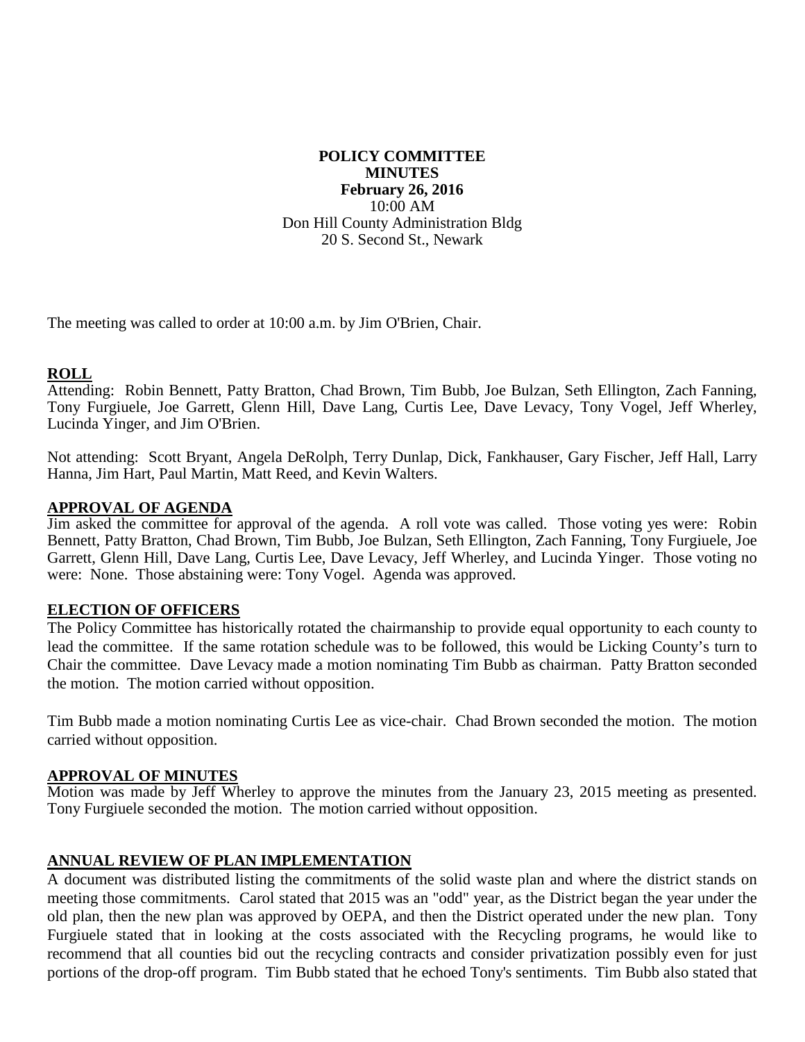**POLICY COMMITTEE**
**MINUTES**
**February 26, 2016**
10:00 AM
Don Hill County Administration Bldg
20 S. Second St., Newark

The meeting was called to order at 10:00 a.m. by Jim O'Brien, Chair.

## ROLL

Attending: Robin Bennett, Patty Bratton, Chad Brown, Tim Bubb, Joe Bulzan, Seth Ellington, Zach Fanning, Tony Furgiuele, Joe Garrett, Glenn Hill, Dave Lang, Curtis Lee, Dave Levacy, Tony Vogel, Jeff Wherley, Lucinda Yinger, and Jim O'Brien.

Not attending: Scott Bryant, Angela DeRolph, Terry Dunlap, Dick, Fankhauser, Gary Fischer, Jeff Hall, Larry Hanna, Jim Hart, Paul Martin, Matt Reed, and Kevin Walters.

## APPROVAL OF AGENDA

Jim asked the committee for approval of the agenda. A roll vote was called. Those voting yes were: Robin Bennett, Patty Bratton, Chad Brown, Tim Bubb, Joe Bulzan, Seth Ellington, Zach Fanning, Tony Furgiuele, Joe Garrett, Glenn Hill, Dave Lang, Curtis Lee, Dave Levacy, Jeff Wherley, and Lucinda Yinger. Those voting no were: None. Those abstaining were: Tony Vogel. Agenda was approved.

## ELECTION OF OFFICERS

The Policy Committee has historically rotated the chairmanship to provide equal opportunity to each county to lead the committee. If the same rotation schedule was to be followed, this would be Licking County's turn to Chair the committee. Dave Levacy made a motion nominating Tim Bubb as chairman. Patty Bratton seconded the motion. The motion carried without opposition.

Tim Bubb made a motion nominating Curtis Lee as vice-chair. Chad Brown seconded the motion. The motion carried without opposition.

## APPROVAL OF MINUTES

Motion was made by Jeff Wherley to approve the minutes from the January 23, 2015 meeting as presented. Tony Furgiuele seconded the motion. The motion carried without opposition.

## ANNUAL REVIEW OF PLAN IMPLEMENTATION

A document was distributed listing the commitments of the solid waste plan and where the district stands on meeting those commitments. Carol stated that 2015 was an "odd" year, as the District began the year under the old plan, then the new plan was approved by OEPA, and then the District operated under the new plan. Tony Furgiuele stated that in looking at the costs associated with the Recycling programs, he would like to recommend that all counties bid out the recycling contracts and consider privatization possibly even for just portions of the drop-off program. Tim Bubb stated that he echoed Tony's sentiments. Tim Bubb also stated that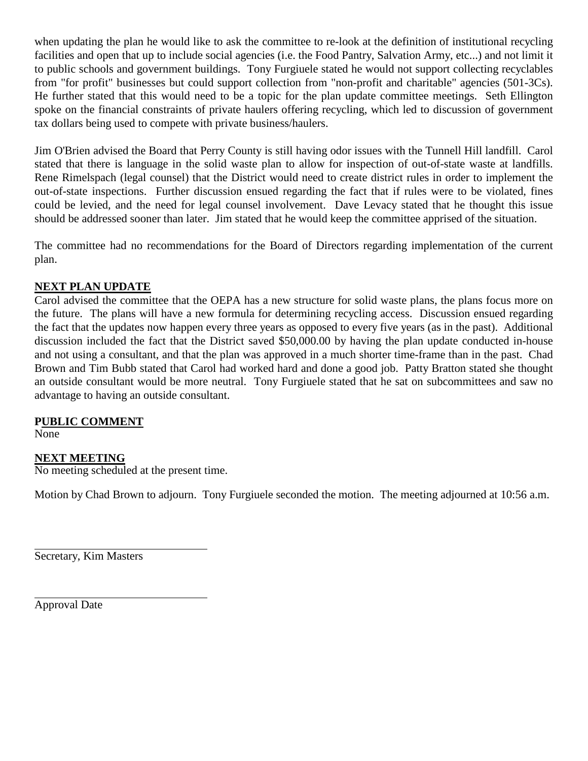when updating the plan he would like to ask the committee to re-look at the definition of institutional recycling facilities and open that up to include social agencies (i.e. the Food Pantry, Salvation Army, etc...) and not limit it to public schools and government buildings. Tony Furgiuele stated he would not support collecting recyclables from "for profit" businesses but could support collection from "non-profit and charitable" agencies (501-3Cs). He further stated that this would need to be a topic for the plan update committee meetings. Seth Ellington spoke on the financial constraints of private haulers offering recycling, which led to discussion of government tax dollars being used to compete with private business/haulers.

Jim O'Brien advised the Board that Perry County is still having odor issues with the Tunnell Hill landfill. Carol stated that there is language in the solid waste plan to allow for inspection of out-of-state waste at landfills. Rene Rimelspach (legal counsel) that the District would need to create district rules in order to implement the out-of-state inspections. Further discussion ensued regarding the fact that if rules were to be violated, fines could be levied, and the need for legal counsel involvement. Dave Levacy stated that he thought this issue should be addressed sooner than later. Jim stated that he would keep the committee apprised of the situation.

The committee had no recommendations for the Board of Directors regarding implementation of the current plan.

## NEXT PLAN UPDATE

Carol advised the committee that the OEPA has a new structure for solid waste plans, the plans focus more on the future. The plans will have a new formula for determining recycling access. Discussion ensued regarding the fact that the updates now happen every three years as opposed to every five years (as in the past). Additional discussion included the fact that the District saved $50,000.00 by having the plan update conducted in-house and not using a consultant, and that the plan was approved in a much shorter time-frame than in the past. Chad Brown and Tim Bubb stated that Carol had worked hard and done a good job. Patty Bratton stated she thought an outside consultant would be more neutral. Tony Furgiuele stated that he sat on subcommittees and saw no advantage to having an outside consultant.

## PUBLIC COMMENT

None

## NEXT MEETING

No meeting scheduled at the present time.

Motion by Chad Brown to adjourn. Tony Furgiuele seconded the motion. The meeting adjourned at 10:56 a.m.

\_\_\_\_\_\_\_\_\_\_\_\_\_\_\_\_\_\_\_\_\_\_\_\_\_\_\_\_\_\_
Secretary, Kim Masters

\_\_\_\_\_\_\_\_\_\_\_\_\_\_\_\_\_\_\_\_\_\_\_\_\_\_\_\_\_\_
Approval Date